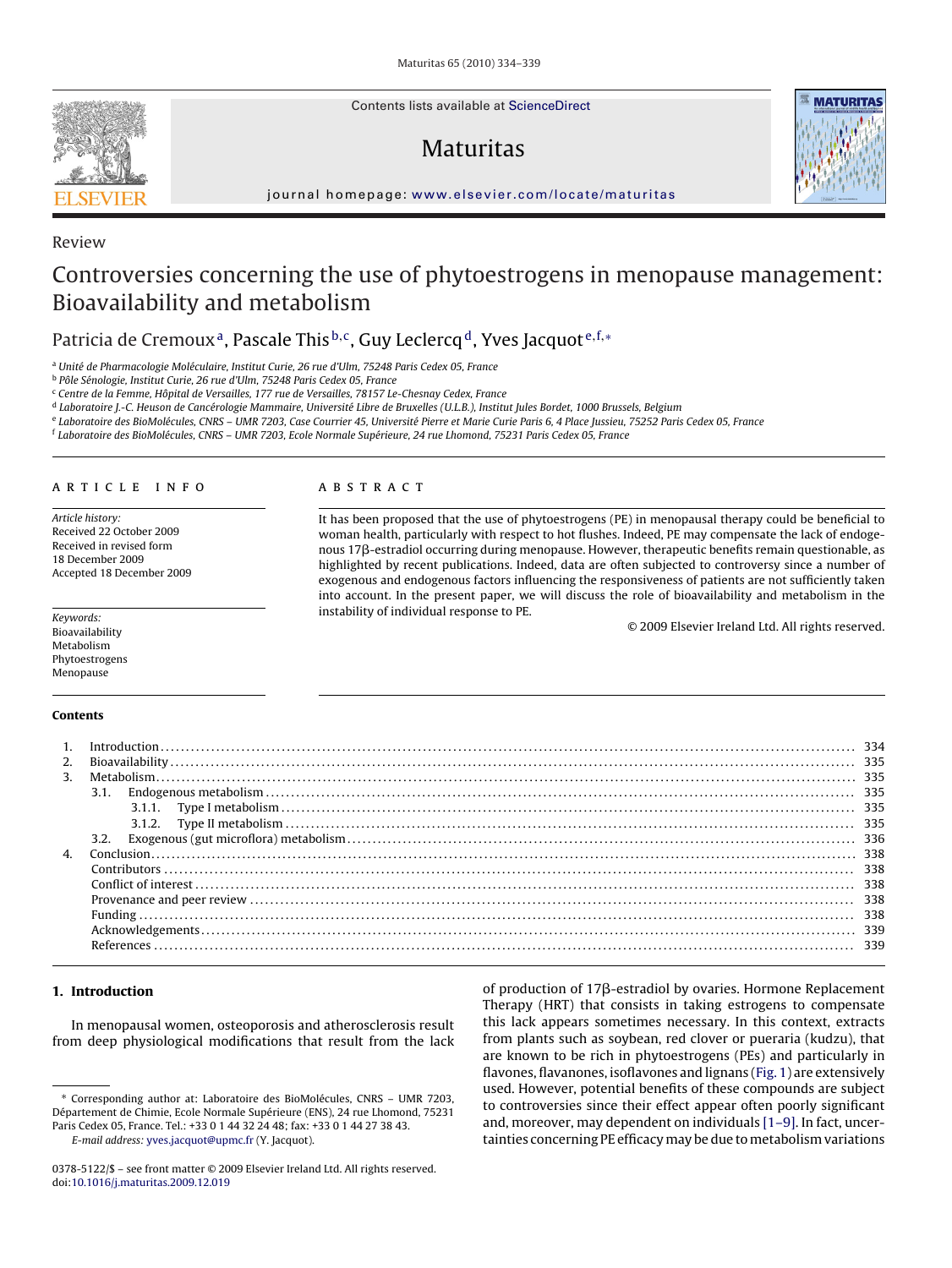Review

# Controversies concerning the use of phytoestrogens in menopause management: Bioavailability and metabolism

Patricia de Cremoux[a], Pascale This[b,c], Guy Leclercq[d], Yves Jacquot[e,f,*]

[a] Unité de Pharmacologie Moléculaire, Institut Curie, 26 rue d'Ulm, 75248 Paris Cedex 05, France
[b] Pôle Sénologie, Institut Curie, 26 rue d'Ulm, 75248 Paris Cedex 05, France
[c] Centre de la Femme, Hôpital de Versailles, 177 rue de Versailles, 78157 Le-Chesnay Cedex, France
[d] Laboratoire J.-C. Heuson de Cancérologie Mammaire, Université Libre de Bruxelles (U.L.B.), Institut Jules Bordet, 1000 Brussels, Belgium
[e] Laboratoire des BioMolécules, CNRS – UMR 7203, Case Courrier 45, Université Pierre et Marie Curie Paris 6, 4 Place Jussieu, 75252 Paris Cedex 05, France
[f] Laboratoire des BioMolécules, CNRS – UMR 7203, Ecole Normale Supérieure, 24 rue Lhomond, 75231 Paris Cedex 05, France

## ARTICLE INFO

*Article history:*
Received 22 October 2009
Received in revised form 18 December 2009
Accepted 18 December 2009

*Keywords:*
Bioavailability
Metabolism
Phytoestrogens
Menopause

## ABSTRACT

It has been proposed that the use of phytoestrogens (PE) in menopausal therapy could be beneficial to woman health, particularly with respect to hot flushes. Indeed, PE may compensate the lack of endogenous 17β-estradiol occurring during menopause. However, therapeutic benefits remain questionable, as highlighted by recent publications. Indeed, data are often subjected to controversy since a number of exogenous and endogenous factors influencing the responsiveness of patients are not sufficiently taken into account. In the present paper, we will discuss the role of bioavailability and metabolism in the instability of individual response to PE.

© 2009 Elsevier Ireland Ltd. All rights reserved.

**Contents**

1. Introduction .......... 334
2. Bioavailability .......... 335
3. Metabolism .......... 335
   - 3.1. Endogenous metabolism .......... 335
     - 3.1.1. Type I metabolism .......... 335
     - 3.1.2. Type II metabolism .......... 335
   - 3.2. Exogenous (gut microflora) metabolism .......... 336
4. Conclusion .......... 338

Contributors .......... 338
Conflict of interest .......... 338
Provenance and peer review .......... 338
Funding .......... 338
Acknowledgements .......... 339
References .......... 339

## 1. Introduction

In menopausal women, osteoporosis and atherosclerosis result from deep physiological modifications that result from the lack of production of 17β-estradiol by ovaries. Hormone Replacement Therapy (HRT) that consists in taking estrogens to compensate this lack appears sometimes necessary. In this context, extracts from plants such as soybean, red clover or pueraria (kudzu), that are known to be rich in phytoestrogens (PEs) and particularly in flavones, flavanones, isoflavones and lignans (Fig. 1) are extensively used. However, potential benefits of these compounds are subject to controversies since their effect appear often poorly significant and, moreover, may dependent on individuals [1–9]. In fact, uncertainties concerning PE efficacy may be due to metabolism variations

\* Corresponding author at: Laboratoire des BioMolécules, CNRS – UMR 7203, Département de Chimie, Ecole Normale Supérieure (ENS), 24 rue Lhomond, 75231 Paris Cedex 05, France. Tel.: +33 0 1 44 32 24 48; fax: +33 0 1 44 27 38 43.
E-mail address: yves.jacquot@upmc.fr (Y. Jacquot).

0378-5122/$ – see front matter © 2009 Elsevier Ireland Ltd. All rights reserved.
doi:10.1016/j.maturitas.2009.12.019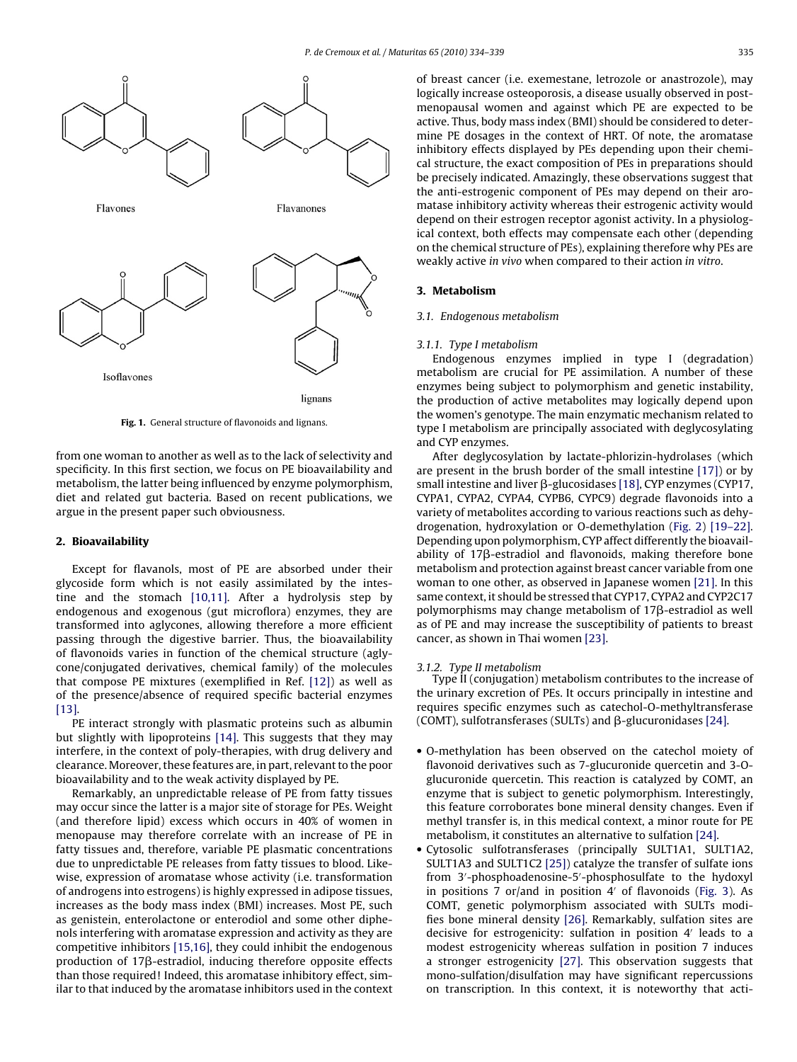Flavones

Flavanones

Isoflavones

lignans

**Fig. 1.** General structure of flavonoids and lignans.

from one woman to another as well as to the lack of selectivity and specificity. In this first section, we focus on PE bioavailability and metabolism, the latter being influenced by enzyme polymorphism, diet and related gut bacteria. Based on recent publications, we argue in the present paper such obviousness.

## 2. Bioavailability

Except for flavanols, most of PE are absorbed under their glycoside form which is not easily assimilated by the intestine and the stomach [10,11]. After a hydrolysis step by endogenous and exogenous (gut microflora) enzymes, they are transformed into aglycones, allowing therefore a more efficient passing through the digestive barrier. Thus, the bioavailability of flavonoids varies in function of the chemical structure (aglycone/conjugated derivatives, chemical family) of the molecules that compose PE mixtures (exemplified in Ref. [12]) as well as of the presence/absence of required specific bacterial enzymes [13].

PE interact strongly with plasmatic proteins such as albumin but slightly with lipoproteins [14]. This suggests that they may interfere, in the context of poly-therapies, with drug delivery and clearance. Moreover, these features are, in part, relevant to the poor bioavailability and to the weak activity displayed by PE.

Remarkably, an unpredictable release of PE from fatty tissues may occur since the latter is a major site of storage for PEs. Weight (and therefore lipid) excess which occurs in 40% of women in menopause may therefore correlate with an increase of PE in fatty tissues and, therefore, variable PE plasmatic concentrations due to unpredictable PE releases from fatty tissues to blood. Likewise, expression of aromatase whose activity (i.e. transformation of androgens into estrogens) is highly expressed in adipose tissues, increases as the body mass index (BMI) increases. Most PE, such as genistein, enterolactone or enterodiol and some other diphenols interfering with aromatase expression and activity as they are competitive inhibitors [15,16], they could inhibit the endogenous production of 17β-estradiol, inducing therefore opposite effects than those required! Indeed, this aromatase inhibitory effect, similar to that induced by the aromatase inhibitors used in the context of breast cancer (i.e. exemestane, letrozole or anastrozole), may logically increase osteoporosis, a disease usually observed in postmenopausal women and against which PE are expected to be active. Thus, body mass index (BMI) should be considered to determine PE dosages in the context of HRT. Of note, the aromatase inhibitory effects displayed by PEs depending upon their chemical structure, the exact composition of PEs in preparations should be precisely indicated. Amazingly, these observations suggest that the anti-estrogenic component of PEs may depend on their aromatase inhibitory activity whereas their estrogenic activity would depend on their estrogen receptor agonist activity. In a physiological context, both effects may compensate each other (depending on the chemical structure of PEs), explaining therefore why PEs are weakly active *in vivo* when compared to their action *in vitro*.

## 3. Metabolism

### 3.1. Endogenous metabolism

#### 3.1.1. Type I metabolism

Endogenous enzymes implied in type I (degradation) metabolism are crucial for PE assimilation. A number of these enzymes being subject to polymorphism and genetic instability, the production of active metabolites may logically depend upon the women's genotype. The main enzymatic mechanism related to type I metabolism are principally associated with deglycosylating and CYP enzymes.

After deglycosylation by lactate-phlorizin-hydrolases (which are present in the brush border of the small intestine [17]) or by small intestine and liver β-glucosidases [18], CYP enzymes (CYP17, CYPA1, CYPA2, CYPA4, CYPB6, CYPC9) degrade flavonoids into a variety of metabolites according to various reactions such as dehydrogenation, hydroxylation or O-demethylation (Fig. 2) [19–22]. Depending upon polymorphism, CYP affect differently the bioavailability of 17β-estradiol and flavonoids, making therefore bone metabolism and protection against breast cancer variable from one woman to one other, as observed in Japanese women [21]. In this same context, it should be stressed that CYP17, CYPA2 and CYP2C17 polymorphisms may change metabolism of 17β-estradiol as well as of PE and may increase the susceptibility of patients to breast cancer, as shown in Thai women [23].

#### 3.1.2. Type II metabolism

Type II (conjugation) metabolism contributes to the increase of the urinary excretion of PEs. It occurs principally in intestine and requires specific enzymes such as catechol-O-methyltransferase (COMT), sulfotransferases (SULTs) and β-glucuronidases [24].

- O-methylation has been observed on the catechol moiety of flavonoid derivatives such as 7-glucuronide quercetin and 3-O-glucuronide quercetin. This reaction is catalyzed by COMT, an enzyme that is subject to genetic polymorphism. Interestingly, this feature corroborates bone mineral density changes. Even if methyl transfer is, in this medical context, a minor route for PE metabolism, it constitutes an alternative to sulfation [24].
- Cytosolic sulfotransferases (principally SULT1A1, SULT1A2, SULT1A3 and SULT1C2 [25]) catalyze the transfer of sulfate ions from 3′-phosphoadenosine-5′-phosphosulfate to the hydoxyl in positions 7 or/and in position 4′ of flavonoids (Fig. 3). As COMT, genetic polymorphism associated with SULTs modifies bone mineral density [26]. Remarkably, sulfation sites are decisive for estrogenicity: sulfation in position 4′ leads to a modest estrogenicity whereas sulfation in position 7 induces a stronger estrogenicity [27]. This observation suggests that mono-sulfation/disulfation may have significant repercussions on transcription. In this context, it is noteworthy that acti-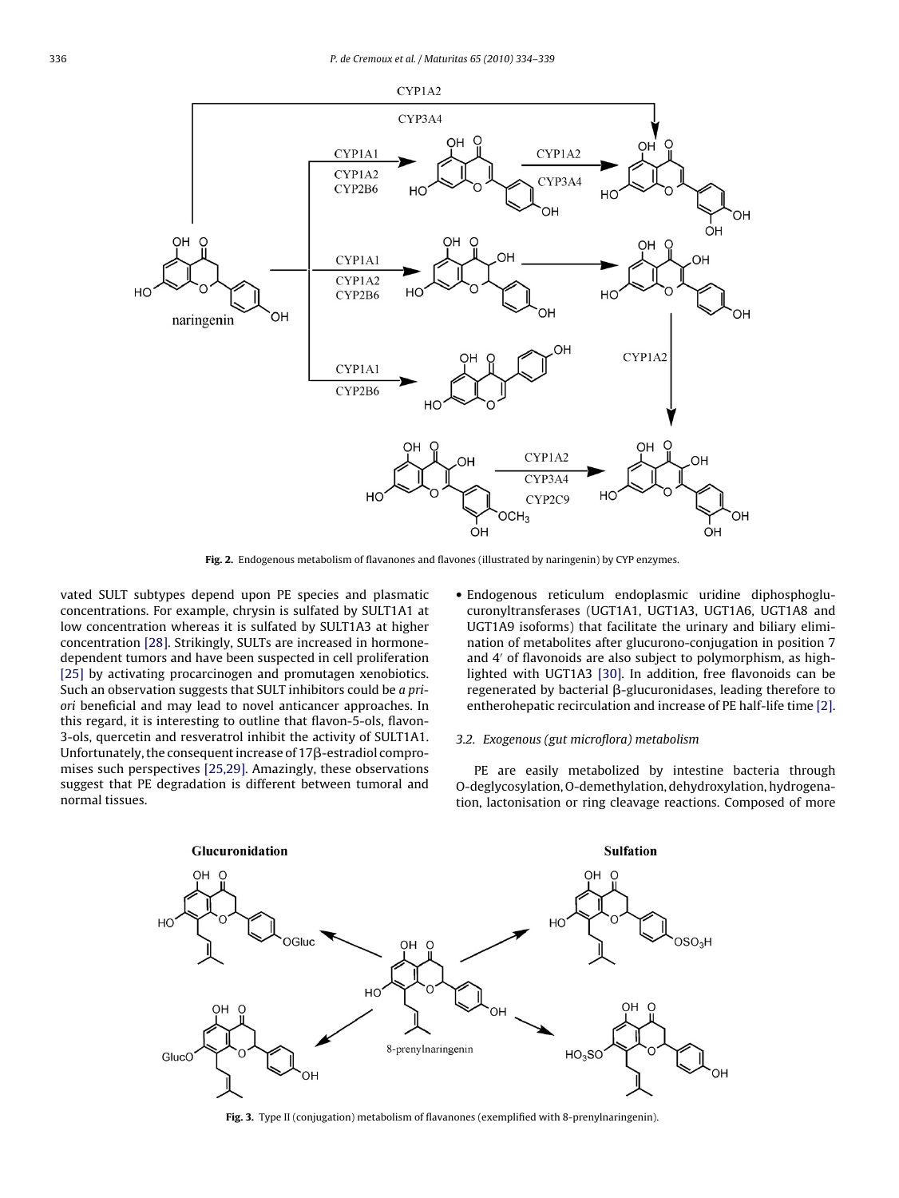Fig. 2. Endogenous metabolism of flavanones and flavones (illustrated by naringenin) by CYP enzymes.

vated SULT subtypes depend upon PE species and plasmatic concentrations. For example, chrysin is sulfated by SULT1A1 at low concentration whereas it is sulfated by SULT1A3 at higher concentration [28]. Strikingly, SULTs are increased in hormone-dependent tumors and have been suspected in cell proliferation [25] by activating procarcinogen and promutagen xenobiotics. Such an observation suggests that SULT inhibitors could be *a priori* beneficial and may lead to novel anticancer approaches. In this regard, it is interesting to outline that flavon-5-ols, flavon-3-ols, quercetin and resveratrol inhibit the activity of SULT1A1. Unfortunately, the consequent increase of 17β-estradiol compromises such perspectives [25,29]. Amazingly, these observations suggest that PE degradation is different between tumoral and normal tissues.

- Endogenous reticulum endoplasmic uridine diphosphoglucuronyltransferases (UGT1A1, UGT1A3, UGT1A6, UGT1A8 and UGT1A9 isoforms) that facilitate the urinary and biliary elimination of metabolites after glucurono-conjugation in position 7 and 4′ of flavonoids are also subject to polymorphism, as highlighted with UGT1A3 [30]. In addition, free flavonoids can be regenerated by bacterial β-glucuronidases, leading therefore to entherohepatic recirculation and increase of PE half-life time [2].

### 3.2. Exogenous (gut microflora) metabolism

PE are easily metabolized by intestine bacteria through O-deglycosylation, O-demethylation, dehydroxylation, hydrogenation, lactonisation or ring cleavage reactions. Composed of more

Fig. 3. Type II (conjugation) metabolism of flavanones (exemplified with 8-prenylnaringenin).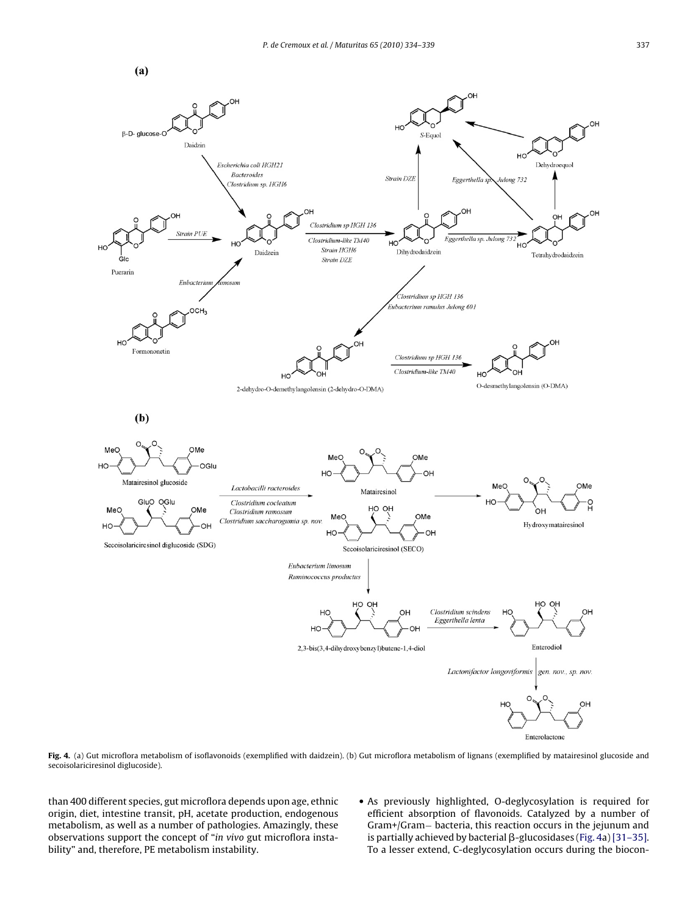**Fig. 4.** (a) Gut microflora metabolism of isoflavonoids (exemplified with daidzein). (b) Gut microflora metabolism of lignans (exemplified by matairesinol glucoside and secoisolariciresinol diglucoside).

than 400 different species, gut microflora depends upon age, ethnic origin, diet, intestine transit, pH, acetate production, endogenous metabolism, as well as a number of pathologies. Amazingly, these observations support the concept of "*in vivo* gut microflora instability" and, therefore, PE metabolism instability.

- As previously highlighted, O-deglycosylation is required for efficient absorption of flavonoids. Catalyzed by a number of Gram+/Gram− bacteria, this reaction occurs in the jejunum and is partially achieved by bacterial β-glucosidases (Fig. 4a) [31–35]. To a lesser extend, C-deglycosylation occurs during the biocon-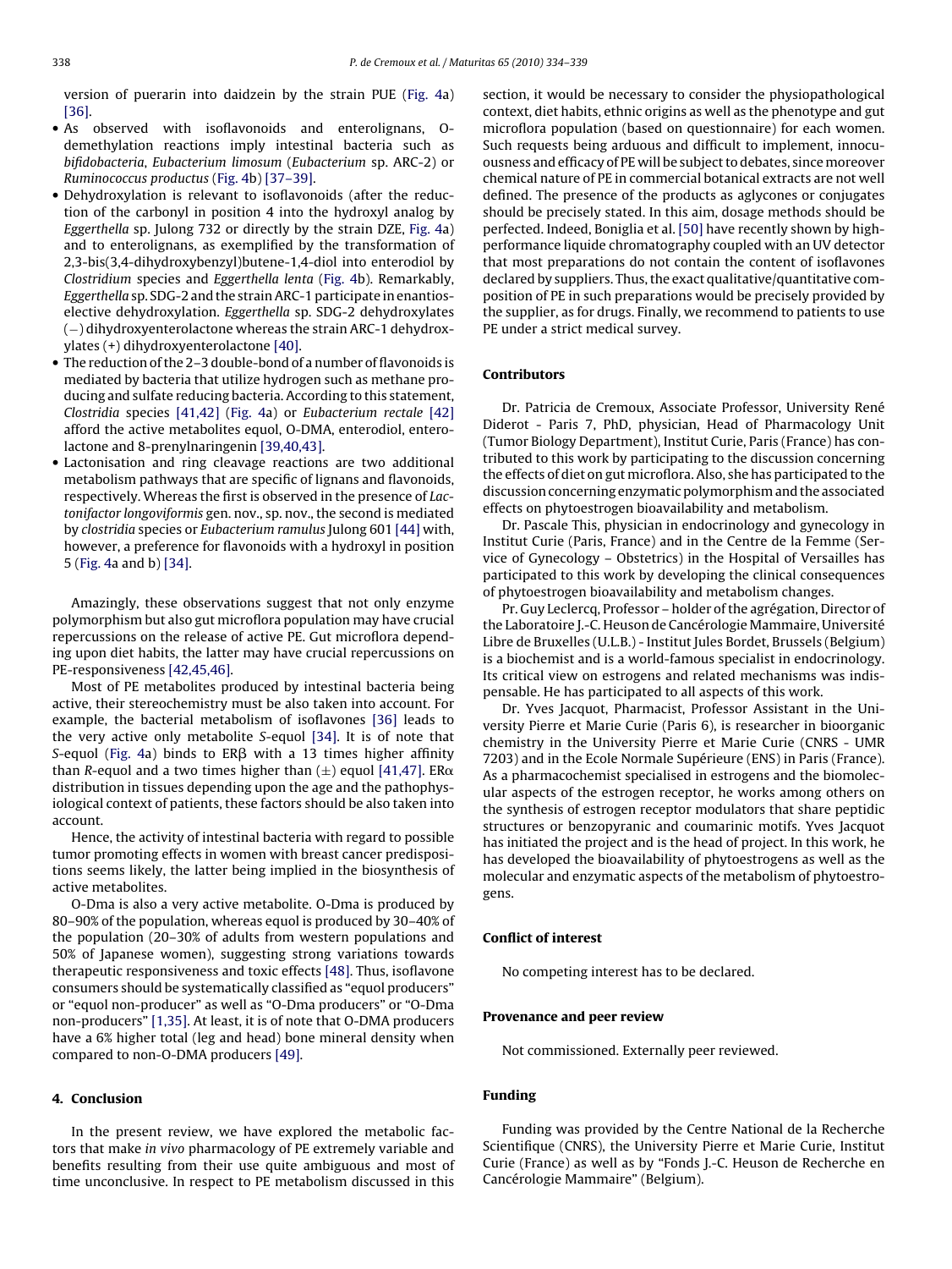version of puerarin into daidzein by the strain PUE (Fig. 4a) [36].

- As observed with isoflavonoids and enterolignans, O-demethylation reactions imply intestinal bacteria such as *bifidobacteria*, *Eubacterium limosum* (*Eubacterium* sp. ARC-2) or *Ruminococcus productus* (Fig. 4b) [37–39].
- Dehydroxylation is relevant to isoflavonoids (after the reduction of the carbonyl in position 4 into the hydroxyl analog by *Eggerthella* sp. Julong 732 or directly by the strain DZE, Fig. 4a) and to enterolignans, as exemplified by the transformation of 2,3-bis(3,4-dihydroxybenzyl)butene-1,4-diol into enterodiol by *Clostridium* species and *Eggerthella lenta* (Fig. 4b). Remarkably, *Eggerthella* sp. SDG-2 and the strain ARC-1 participate in enantioselective dehydroxylation. *Eggerthella* sp. SDG-2 dehydroxylates (−) dihydroxyenterolactone whereas the strain ARC-1 dehydroxylates (+) dihydroxyenterolactone [40].
- The reduction of the 2–3 double-bond of a number of flavonoids is mediated by bacteria that utilize hydrogen such as methane producing and sulfate reducing bacteria. According to this statement, *Clostridia* species [41,42] (Fig. 4a) or *Eubacterium rectale* [42] afford the active metabolites equol, O-DMA, enterodiol, enterolactone and 8-prenylnaringenin [39,40,43].
- Lactonisation and ring cleavage reactions are two additional metabolism pathways that are specific of lignans and flavonoids, respectively. Whereas the first is observed in the presence of *Lactonifactor longoviformis* gen. nov., sp. nov., the second is mediated by *clostridia* species or *Eubacterium ramulus* Julong 601 [44] with, however, a preference for flavonoids with a hydroxyl in position 5 (Fig. 4a and b) [34].

Amazingly, these observations suggest that not only enzyme polymorphism but also gut microflora population may have crucial repercussions on the release of active PE. Gut microflora depending upon diet habits, the latter may have crucial repercussions on PE-responsiveness [42,45,46].

Most of PE metabolites produced by intestinal bacteria being active, their stereochemistry must be also taken into account. For example, the bacterial metabolism of isoflavones [36] leads to the very active only metabolite *S*-equol [34]. It is of note that *S*-equol (Fig. 4a) binds to ERβ with a 13 times higher affinity than *R*-equol and a two times higher than (±) equol [41,47]. ERα distribution in tissues depending upon the age and the pathophysiological context of patients, these factors should be also taken into account.

Hence, the activity of intestinal bacteria with regard to possible tumor promoting effects in women with breast cancer predispositions seems likely, the latter being implied in the biosynthesis of active metabolites.

O-Dma is also a very active metabolite. O-Dma is produced by 80–90% of the population, whereas equol is produced by 30–40% of the population (20–30% of adults from western populations and 50% of Japanese women), suggesting strong variations towards therapeutic responsiveness and toxic effects [48]. Thus, isoflavone consumers should be systematically classified as "equol producers" or "equol non-producer" as well as "O-Dma producers" or "O-Dma non-producers" [1,35]. At least, it is of note that O-DMA producers have a 6% higher total (leg and head) bone mineral density when compared to non-O-DMA producers [49].

## 4. Conclusion

In the present review, we have explored the metabolic factors that make *in vivo* pharmacology of PE extremely variable and benefits resulting from their use quite ambiguous and most of time unconclusive. In respect to PE metabolism discussed in this section, it would be necessary to consider the physiopathological context, diet habits, ethnic origins as well as the phenotype and gut microflora population (based on questionnaire) for each women. Such requests being arduous and difficult to implement, innocuousness and efficacy of PE will be subject to debates, since moreover chemical nature of PE in commercial botanical extracts are not well defined. The presence of the products as aglycones or conjugates should be precisely stated. In this aim, dosage methods should be perfected. Indeed, Boniglia et al. [50] have recently shown by high-performance liquide chromatography coupled with an UV detector that most preparations do not contain the content of isoflavones declared by suppliers. Thus, the exact qualitative/quantitative composition of PE in such preparations would be precisely provided by the supplier, as for drugs. Finally, we recommend to patients to use PE under a strict medical survey.

## Contributors

Dr. Patricia de Cremoux, Associate Professor, University René Diderot - Paris 7, PhD, physician, Head of Pharmacology Unit (Tumor Biology Department), Institut Curie, Paris (France) has contributed to this work by participating to the discussion concerning the effects of diet on gut microflora. Also, she has participated to the discussion concerning enzymatic polymorphism and the associated effects on phytoestrogen bioavailability and metabolism.

Dr. Pascale This, physician in endocrinology and gynecology in Institut Curie (Paris, France) and in the Centre de la Femme (Service of Gynecology – Obstetrics) in the Hospital of Versailles has participated to this work by developing the clinical consequences of phytoestrogen bioavailability and metabolism changes.

Pr. Guy Leclercq, Professor – holder of the agrégation, Director of the Laboratoire J.-C. Heuson de Cancérologie Mammaire, Université Libre de Bruxelles (U.L.B.) - Institut Jules Bordet, Brussels (Belgium) is a biochemist and is a world-famous specialist in endocrinology. Its critical view on estrogens and related mechanisms was indispensable. He has participated to all aspects of this work.

Dr. Yves Jacquot, Pharmacist, Professor Assistant in the University Pierre et Marie Curie (Paris 6), is researcher in bioorganic chemistry in the University Pierre et Marie Curie (CNRS - UMR 7203) and in the Ecole Normale Supérieure (ENS) in Paris (France). As a pharmacochemist specialised in estrogens and the biomolecular aspects of the estrogen receptor, he works among others on the synthesis of estrogen receptor modulators that share peptidic structures or benzopyranic and coumarinic motifs. Yves Jacquot has initiated the project and is the head of project. In this work, he has developed the bioavailability of phytoestrogens as well as the molecular and enzymatic aspects of the metabolism of phytoestrogens.

## Conflict of interest

No competing interest has to be declared.

## Provenance and peer review

Not commissioned. Externally peer reviewed.

## Funding

Funding was provided by the Centre National de la Recherche Scientifique (CNRS), the University Pierre et Marie Curie, Institut Curie (France) as well as by "Fonds J.-C. Heuson de Recherche en Cancérologie Mammaire" (Belgium).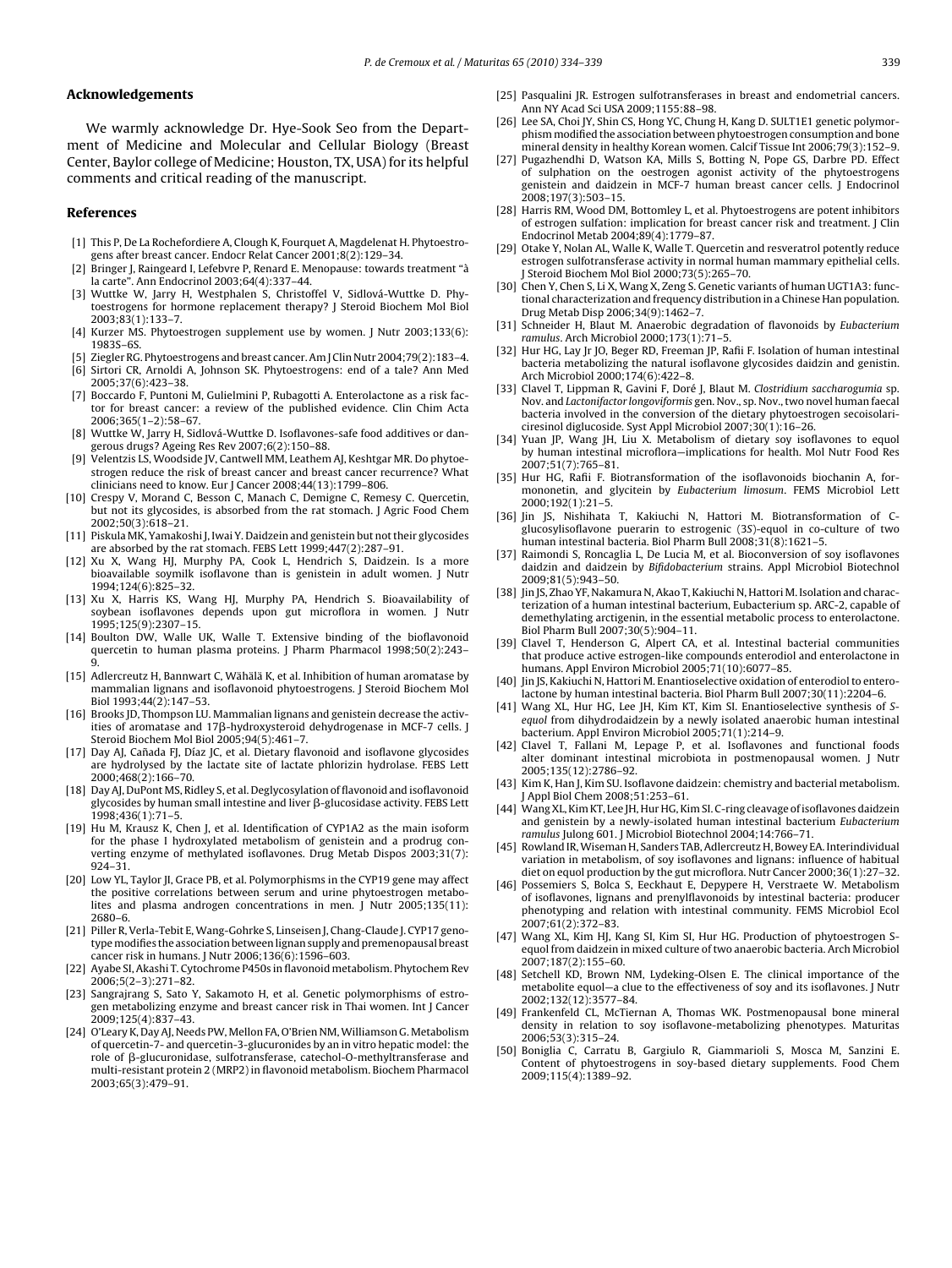## Acknowledgements

We warmly acknowledge Dr. Hye-Sook Seo from the Department of Medicine and Molecular and Cellular Biology (Breast Center, Baylor college of Medicine; Houston, TX, USA) for its helpful comments and critical reading of the manuscript.

## References

[1] This P, De La Rochefordiere A, Clough K, Fourquet A, Magdelenat H. Phytoestrogens after breast cancer. Endocr Relat Cancer 2001;8(2):129–34.

[2] Bringer J, Raingeard I, Lefebvre P, Renard E. Menopause: towards treatment "à la carte". Ann Endocrinol 2003;64(4):337–44.

[3] Wuttke W, Jarry H, Westphalen S, Christoffel V, Sidlová-Wuttke D. Phytoestrogens for hormone replacement therapy? J Steroid Biochem Mol Biol 2003;83(1):133–7.

[4] Kurzer MS. Phytoestrogen supplement use by women. J Nutr 2003;133(6): 1983S–6S.

[5] Ziegler RG. Phytoestrogens and breast cancer. Am J Clin Nutr 2004;79(2):183–4.

[6] Sirtori CR, Arnoldi A, Johnson SK. Phytoestrogens: end of a tale? Ann Med 2005;37(6):423–38.

[7] Boccardo F, Puntoni M, Gulielmini P, Rubagotti A. Enterolactone as a risk factor for breast cancer: a review of the published evidence. Clin Chim Acta 2006;365(1–2):58–67.

[8] Wuttke W, Jarry H, Sidlová-Wuttke D. Isoflavones-safe food additives or dangerous drugs? Ageing Res Rev 2007;6(2):150–88.

[9] Velentzis LS, Woodside JV, Cantwell MM, Leathem AJ, Keshtgar MR. Do phytoestrogen reduce the risk of breast cancer and breast cancer recurrence? What clinicians need to know. Eur J Cancer 2008;44(13):1799–806.

[10] Crespy V, Morand C, Besson C, Manach C, Demigne C, Remesy C. Quercetin, but not its glycosides, is absorbed from the rat stomach. J Agric Food Chem 2002;50(3):618–21.

[11] Piskula MK, Yamakoshi J, Iwai Y. Daidzein and genistein but not their glycosides are absorbed by the rat stomach. FEBS Lett 1999;447(2):287–91.

[12] Xu X, Wang HJ, Murphy PA, Cook L, Hendrich S. Daidzein. Is a more bioavailable soymilk isoflavone than is genistein in adult women. J Nutr 1994;124(6):825–32.

[13] Xu X, Harris KS, Wang HJ, Murphy PA, Hendrich S. Bioavailability of soybean isoflavones depends upon gut microflora in women. J Nutr 1995;125(9):2307–15.

[14] Boulton DW, Walle UK, Walle T. Extensive binding of the bioflavonoid quercetin to human plasma proteins. J Pharm Pharmacol 1998;50(2):243–9.

[15] Adlercreutz H, Bannwart C, Wähälä K, et al. Inhibition of human aromatase by mammalian lignans and isoflavonoid phytoestrogens. J Steroid Biochem Mol Biol 1993;44(2):147–53.

[16] Brooks JD, Thompson LU. Mammalian lignans and genistein decrease the activities of aromatase and 17β-hydroxysteroid dehydrogenase in MCF-7 cells. J Steroid Biochem Mol Biol 2005;94(5):461–7.

[17] Day AJ, Cañada FJ, Díaz JC, et al. Dietary flavonoid and isoflavone glycosides are hydrolysed by the lactate site of lactate phlorizin hydrolase. FEBS Lett 2000;468(2):166–70.

[18] Day AJ, DuPont MS, Ridley S, et al. Deglycosylation of flavonoid and isoflavonoid glycosides by human small intestine and liver β-glucosidase activity. FEBS Lett 1998;436(1):71–5.

[19] Hu M, Krausz K, Chen J, et al. Identification of CYP1A2 as the main isoform for the phase I hydroxylated metabolism of genistein and a prodrug converting enzyme of methylated isoflavones. Drug Metab Dispos 2003;31(7): 924–31.

[20] Low YL, Taylor JI, Grace PB, et al. Polymorphisms in the CYP19 gene may affect the positive correlations between serum and urine phytoestrogen metabolites and plasma androgen concentrations in men. J Nutr 2005;135(11): 2680–6.

[21] Piller R, Verla-Tebit E, Wang-Gohrke S, Linseisen J, Chang-Claude J. CYP17 genotype modifies the association between lignan supply and premenopausal breast cancer risk in humans. J Nutr 2006;136(6):1596–603.

[22] Ayabe SI, Akashi T. Cytochrome P450s in flavonoid metabolism. Phytochem Rev 2006;5(2–3):271–82.

[23] Sangrajrang S, Sato Y, Sakamoto H, et al. Genetic polymorphisms of estrogen metabolizing enzyme and breast cancer risk in Thai women. Int J Cancer 2009;125(4):837–43.

[24] O'Leary K, Day AJ, Needs PW, Mellon FA, O'Brien NM, Williamson G. Metabolism of quercetin-7- and quercetin-3-glucuronides by an in vitro hepatic model: the role of β-glucuronidase, sulfotransferase, catechol-O-methyltransferase and multi-resistant protein 2 (MRP2) in flavonoid metabolism. Biochem Pharmacol 2003;65(3):479–91.

[25] Pasqualini JR. Estrogen sulfotransferases in breast and endometrial cancers. Ann NY Acad Sci USA 2009;1155:88–98.

[26] Lee SA, Choi JY, Shin CS, Hong YC, Chung H, Kang D. SULT1E1 genetic polymorphism modified the association between phytoestrogen consumption and bone mineral density in healthy Korean women. Calcif Tissue Int 2006;79(3):152–9.

[27] Pugazhendhi D, Watson KA, Mills S, Botting N, Pope GS, Darbre PD. Effect of sulphation on the oestrogen agonist activity of the phytoestrogens genistein and daidzein in MCF-7 human breast cancer cells. J Endocrinol 2008;197(3):503–15.

[28] Harris RM, Wood DM, Bottomley L, et al. Phytoestrogens are potent inhibitors of estrogen sulfation: implication for breast cancer risk and treatment. J Clin Endocrinol Metab 2004;89(4):1779–87.

[29] Otake Y, Nolan AL, Walle K, Walle T. Quercetin and resveratrol potently reduce estrogen sulfotransferase activity in normal human mammary epithelial cells. J Steroid Biochem Mol Biol 2000;73(5):265–70.

[30] Chen Y, Chen S, Li X, Wang X, Zeng S. Genetic variants of human UGT1A3: functional characterization and frequency distribution in a Chinese Han population. Drug Metab Disp 2006;34(9):1462–7.

[31] Schneider H, Blaut M. Anaerobic degradation of flavonoids by *Eubacterium ramulus*. Arch Microbiol 2000;173(1):71–5.

[32] Hur HG, Lay Jr JO, Beger RD, Freeman JP, Rafii F. Isolation of human intestinal bacteria metabolizing the natural isoflavone glycosides daidzin and genistin. Arch Microbiol 2000;174(6):422–8.

[33] Clavel T, Lippman R, Gavini F, Doré J, Blaut M. *Clostridium saccharogumia* sp. Nov. and *Lactonifactor longoviformis* gen. Nov., sp. Nov., two novel human faecal bacteria involved in the conversion of the dietary phytoestrogen secoisolariciresinol diglucoside. Syst Appl Microbiol 2007;30(1):16–26.

[34] Yuan JP, Wang JH, Liu X. Metabolism of dietary soy isoflavones to equol by human intestinal microflora—implications for health. Mol Nutr Food Res 2007;51(7):765–81.

[35] Hur HG, Rafii F. Biotransformation of the isoflavonoids biochanin A, formononetin, and glycitein by *Eubacterium limosum*. FEMS Microbiol Lett 2000;192(1):21–5.

[36] Jin JS, Nishihata T, Kakiuchi N, Hattori M. Biotransformation of C-glucosylisoflavone puerarin to estrogenic (3S)-equol in co-culture of two human intestinal bacteria. Biol Pharm Bull 2008;31(8):1621–5.

[37] Raimondi S, Roncaglia L, De Lucia M, et al. Bioconversion of soy isoflavones daidzin and daidzein by *Bifidobacterium* strains. Appl Microbiol Biotechnol 2009;81(5):943–50.

[38] Jin JS, Zhao YF, Nakamura N, Akao T, Kakiuchi N, Hattori M. Isolation and characterization of a human intestinal bacterium, Eubacterium sp. ARC-2, capable of demethylating arctigenin, in the essential metabolic process to enterolactone. Biol Pharm Bull 2007;30(5):904–11.

[39] Clavel T, Henderson G, Alpert CA, et al. Intestinal bacterial communities that produce active estrogen-like compounds enterodiol and enterolactone in humans. Appl Environ Microbiol 2005;71(10):6077–85.

[40] Jin JS, Kakiuchi N, Hattori M. Enantioselective oxidation of enterodiol to enterolactone by human intestinal bacteria. Biol Pharm Bull 2007;30(11):2204–6.

[41] Wang XL, Hur HG, Lee JH, Kim KT, Kim SI. Enantioselective synthesis of *S-equol* from dihydrodaidzein by a newly isolated anaerobic human intestinal bacterium. Appl Environ Microbiol 2005;71(1):214–9.

[42] Clavel T, Fallani M, Lepage P, et al. Isoflavones and functional foods alter dominant intestinal microbiota in postmenopausal women. J Nutr 2005;135(12):2786–92.

[43] Kim K, Han J, Kim SU. Isoflavone daidzein: chemistry and bacterial metabolism. J Appl Biol Chem 2008;51:253–61.

[44] Wang XL, Kim KT, Lee JH, Hur HG, Kim SI. C-ring cleavage of isoflavones daidzein and genistein by a newly-isolated human intestinal bacterium *Eubacterium ramulus* Julong 601. J Microbiol Biotechnol 2004;14:766–71.

[45] Rowland IR, Wiseman H, Sanders TAB, Adlercreutz H, Bowey EA. Interindividual variation in metabolism, of soy isoflavones and lignans: influence of habitual diet on equol production by the gut microflora. Nutr Cancer 2000;36(1):27–32.

[46] Possemiers S, Bolca S, Eeckhaut E, Depypere H, Verstraete W. Metabolism of isoflavones, lignans and prenylflavonoids by intestinal bacteria: producer phenotyping and relation with intestinal community. FEMS Microbiol Ecol 2007;61(2):372–83.

[47] Wang XL, Kim HJ, Kang SI, Kim SI, Hur HG. Production of phytoestrogen S-equol from daidzein in mixed culture of two anaerobic bacteria. Arch Microbiol 2007;187(2):155–60.

[48] Setchell KD, Brown NM, Lydeking-Olsen E. The clinical importance of the metabolite equol—a clue to the effectiveness of soy and its isoflavones. J Nutr 2002;132(12):3577–84.

[49] Frankenfeld CL, McTiernan A, Thomas WK. Postmenopausal bone mineral density in relation to soy isoflavone-metabolizing phenotypes. Maturitas 2006;53(3):315–24.

[50] Boniglia C, Carratu B, Gargiulo R, Giammarioli S, Mosca M, Sanzini E. Content of phytoestrogens in soy-based dietary supplements. Food Chem 2009;115(4):1389–92.